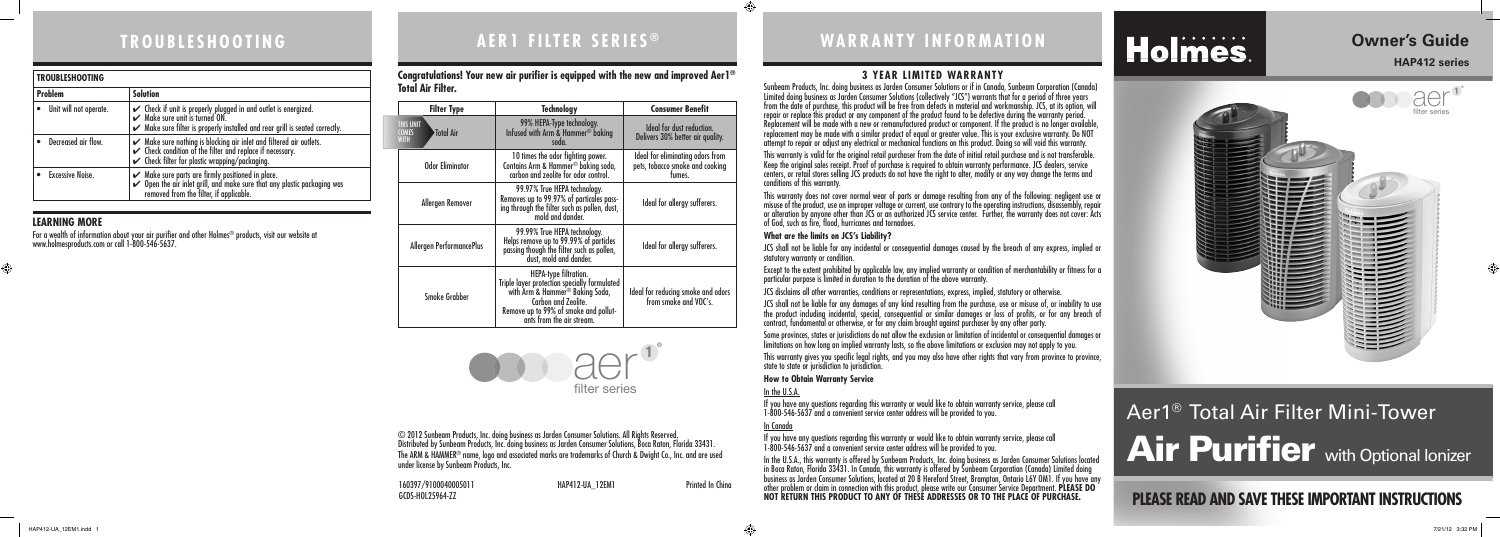# TROUBLESHOOTING

| TROUBLESHOOTING | |
|---|---|
| **Problem** | **Solution** |
| • Unit will not operate. | ✔ Check if unit is properly plugged in and outlet is energized. ✔ Make sure unit is turned ON. ✔ Make sure filter is properly installed and rear grill is seated correctly. |
| • Decreased air flow. | ✔ Make sure nothing is blocking air inlet and filtered air outlets. ✔ Check condition of the filter and replace if necessary. ✔ Check filter for plastic wrapping/packaging. |
| • Excessive Noise. | ✔ Make sure parts are firmly positioned in place. ✔ Open the air inlet grill, and make sure that any plastic packaging was removed from the filter, if applicable. |

## LEARNING MORE

For a wealth of information about your air purifier and other Holmes® products, visit our website at www.holmesproducts.com or call 1-800-546-5637.

# AER1 FILTER SERIES®

**Congratulations! Your new air purifier is equipped with the new and improved Aer1® Total Air Filter.**

| Filter Type | Technology | Consumer Benefit |
|---|---|---|
| THIS UNIT COMES WITH Total Air | 99% HEPA-Type technology. Infused with Arm & Hammer® baking soda. | Ideal for dust reduction. Delivers 30% better air quality. |
| Odor Eliminator | 10 times the odor fighting power. Contains Arm & Hammer® baking soda, carbon and zeolite for odor control. | Ideal for eliminating odors from pets, tobacco smoke and cooking fumes. |
| Allergen Remover | 99.97% True HEPA technology. Removes up to 99.97% of particles passing through the filter such as pollen, dust, mold and dander. | Ideal for allergy sufferers. |
| Allergen PerformancePlus | 99.99% True HEPA technology. Helps remove up to 99.99% of particles passing though the filter such as pollen, dust, mold and dander. | Ideal for allergy sufferers. |
| Smoke Grabber | HEPA-type filtration. Triple layer protection specially formulated with Arm & Hammer® Baking Soda, Carbon and Zeolite. Remove up to 99% of smoke and pollutants from the air stream. | Ideal for reducing smoke and odors from smoke and VOC's. |

aer1 filter series

© 2012 Sunbeam Products, Inc. doing business as Jarden Consumer Solutions. All Rights Reserved. Distributed by Sunbeam Products, Inc. doing business as Jarden Consumer Solutions, Boca Raton, Florida 33431. The ARM & HAMMER® name, logo and associated marks are trademarks of Church & Dwight Co., Inc. and are used under license by Sunbeam Products, Inc.

160397/9100040005011 HAP412-UA_12EM1 Printed In China
GCDS-HOL25964-ZZ

# WARRANTY INFORMATION

## 3 YEAR LIMITED WARRANTY

Sunbeam Products, Inc. doing business as Jarden Consumer Solutions or if in Canada, Sunbeam Corporation (Canada) Limited doing business as Jarden Consumer Solutions (collectively "JCS") warrants that for a period of three years from the date of purchase, this product will be free from defects in material and workmanship. JCS, at its option, will repair or replace this product or any component of the product found to be defective during the warranty period. Replacement will be made with a new or remanufactured product or component. If the product is no longer available, replacement may be made with a similar product of equal or greater value. This is your exclusive warranty. Do NOT attempt to repair or adjust any electrical or mechanical functions on this product. Doing so will void this warranty.

This warranty is valid for the original retail purchaser from the date of initial retail purchase and is not transferable. Keep the original sales receipt. Proof of purchase is required to obtain warranty performance. JCS dealers, service centers, or retail stores selling JCS products do not have the right to alter, modify or any way change the terms and conditions of this warranty.

This warranty does not cover normal wear of parts or damage resulting from any of the following: negligent use or misuse of the product, use on improper voltage or current, use contrary to the operating instructions, disassembly, repair or alteration by anyone other than JCS or an authorized JCS service center. Further, the warranty does not cover: Acts of God, such as fire, flood, hurricanes and tornadoes.

**What are the limits on JCS's Liability?**

JCS shall not be liable for any incidental or consequential damages caused by the breach of any express, implied or statutory warranty or condition.

Except to the extent prohibited by applicable law, any implied warranty or condition of merchantability or fitness for a particular purpose is limited in duration to the duration of the above warranty.

JCS disclaims all other warranties, conditions or representations, express, implied, statutory or otherwise.

JCS shall not be liable for any damages of any kind resulting from the purchase, use or misuse of, or inability to use the product including incidental, special, consequential or similar damages or loss of profits, or for any breach of contract, fundamental or otherwise, or for any claim brought against purchaser by any other party.

Some provinces, states or jurisdictions do not allow the exclusion or limitation of incidental or consequential damages or limitations on how long an implied warranty lasts, so the above limitations or exclusion may not apply to you.

This warranty gives you specific legal rights, and you may also have other rights that vary from province to province, state to state or jurisdiction to jurisdiction.

**How to Obtain Warranty Service**

In the U.S.A.

If you have any questions regarding this warranty or would like to obtain warranty service, please call 1-800-546-5637 and a convenient service center address will be provided to you.

In Canada

If you have any questions regarding this warranty or would like to obtain warranty service, please call 1-800-546-5637 and a convenient service center address will be provided to you.

In the U.S.A., this warranty is offered by Sunbeam Products, Inc. doing business as Jarden Consumer Solutions located in Boca Raton, Florida 33431. In Canada, this warranty is offered by Sunbeam Corporation (Canada) Limited doing business as Jarden Consumer Solutions, located at 20 B Hereford Street, Brampton, Ontario L6Y 0M1. If you have any other problem or claim in connection with this product, please write our Consumer Service Department. **PLEASE DO NOT RETURN THIS PRODUCT TO ANY OF THESE ADDRESSES OR TO THE PLACE OF PURCHASE.**

# Holmes

## Owner's Guide

**HAP412 series**

aer1 filter series

# Aer1® Total Air Filter Mini-Tower

# Air Purifier with Optional Ionizer

**PLEASE READ AND SAVE THESE IMPORTANT INSTRUCTIONS**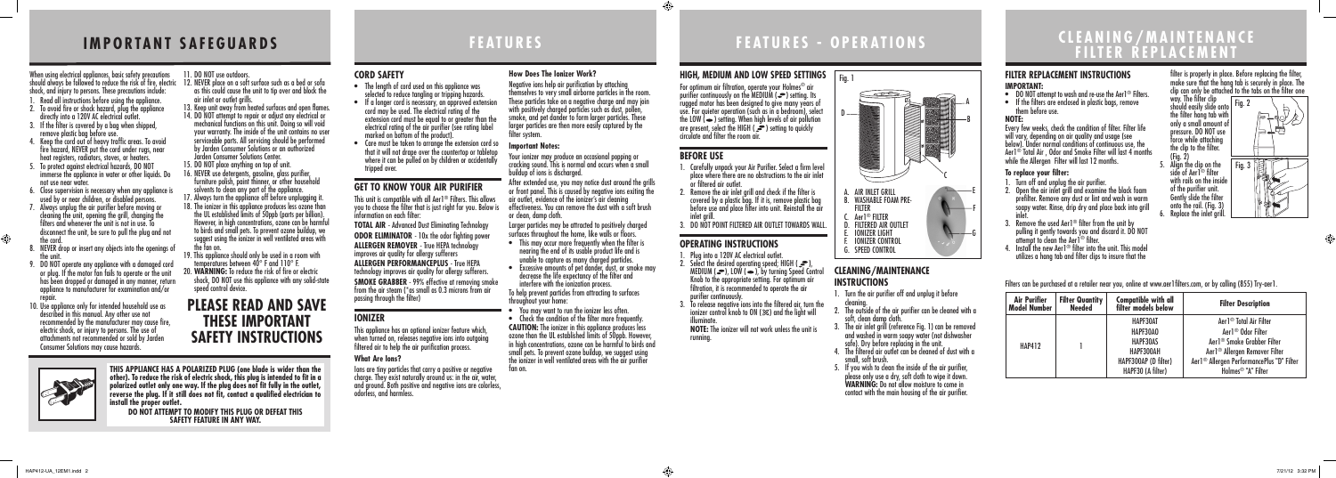# IMPORTANT SAFEGUARDS

When using electrical appliances, basic safety precautions should always be followed to reduce the risk of fire, electric shock, and injury to persons. These precautions include:

1. Read all instructions before using the appliance.
2. To avoid fire or shock hazard, plug the appliance directly into a 120V AC electrical outlet.
3. If the filter is covered by a bag when shipped, remove plastic bag before use.
4. Keep the cord out of heavy traffic areas. To avoid fire hazard, NEVER put the cord under rugs, near heat registers, radiators, stoves, or heaters.
5. To protect against electrical hazards, DO NOT immerse the appliance in water or other liquids. Do not use near water.
6. Close supervision is necessary when any appliance is used by or near children, or disabled persons.
7. Always unplug the air purifier before moving or cleaning the unit, opening the grill, changing the filters and whenever the unit is not in use. To disconnect the unit, be sure to pull the plug and not the cord.
8. NEVER drop or insert any objects into the openings of the unit.
9. DO NOT operate any appliance with a damaged cord or plug. If the motor fan fails to operate or the unit has been dropped or damaged in any manner, return appliance to manufacturer for examination and/or repair.
10. Use appliance only for intended household use as described in this manual. Any other use not recommended by the manufacturer may cause fire, electric shock, or injury to persons. The use of attachments not recommended or sold by Jarden Consumer Solutions may cause hazards.
11. DO NOT use outdoors.
12. NEVER place on a soft surface such as a bed or sofa as this could cause the unit to tip over and block the air inlet or outlet grills.
13. Keep unit away from heated surfaces and open flames.
14. DO NOT attempt to repair or adjust any electrical or mechanical functions on this unit. Doing so will void your warranty. The inside of the unit contains no user serviceable parts. All servicing should be performed by Jarden Consumer Solutions or an authorized Jarden Consumer Solutions Center.
15. DO NOT place anything on top of unit.
16. NEVER use detergents, gasoline, glass purifier, furniture polish, paint thinner, or other household solvents to clean any part of the appliance.
17. Always turn the appliance off before unplugging it.
18. The ionizer in this appliance produces less ozone than the UL established limits of 50ppb (parts per billion). However, in high concentrations, ozone can be harmful to birds and small pets. To prevent ozone buildup, we suggest using the ionizer in well ventilated areas with the fan on.
19. This appliance should only be used in a room with temperatures between 40° F and 110° F.
20. **WARNING:** To reduce the risk of fire or electric shock, DO NOT use this appliance with any solid-state speed control device.

## PLEASE READ AND SAVE THESE IMPORTANT SAFETY INSTRUCTIONS

**THIS APPLIANCE HAS A POLARIZED PLUG (one blade is wider than the other). To reduce the risk of electric shock, this plug is intended to fit in a polarized outlet only one way. If the plug does not fit fully in the outlet, reverse the plug. If it still does not fit, contact a qualified electrician to install the proper outlet.**

**DO NOT ATTEMPT TO MODIFY THIS PLUG OR DEFEAT THIS SAFETY FEATURE IN ANY WAY.**

# FEATURES

## CORD SAFETY

- The length of cord used on this appliance was selected to reduce tangling or tripping hazards.
- If a longer cord is necessary, an approved extension cord may be used. The electrical rating of the extension cord must be equal to or greater than the electrical rating of the air purifier (see rating label marked on bottom of the product).
- Care must be taken to arrange the extension cord so that it will not drape over the countertop or tabletop where it can be pulled on by children or accidentally tripped over.

## GET TO KNOW YOUR AIR PURIFIER

This unit is compatible with all Aer1® Filters. This allows you to choose the filter that is just right for you. Below is information on each filter:

**TOTAL AIR** - Advanced Dust Eliminating Technology

**ODOR ELIMINATOR** - 10x the odor fighting power

**ALLERGEN REMOVER** - True HEPA technology improves air quality for allergy sufferers

**ALLERGEN PERFORMANCEPLUS** - True HEPA technology improves air quality for allergy sufferers.

**SMOKE GRABBER** - 99% effective at removing smoke from the air steam (*as small as 0.3 microns from air passing through the filter)

## IONIZER

This appliance has an optional ionizer feature which, when turned on, releases negative ions into outgoing filtered air to help the air purification process.

### What Are Ions?

Ions are tiny particles that carry a positive or negative charge. They exist naturally around us: in the air, water, and ground. Both positive and negative ions are colorless, odorless, and harmless.

### How Does The Ionizer Work?

Negative ions help air purification by attaching themselves to very small airborne particles in the room. These particles take on a negative charge and may join with positively charged particles such as dust, pollen, smoke, and pet dander to form larger particles. These larger particles are then more easily captured by the filter system.

### Important Notes:

Your ionizer may produce an occasional popping or crackling sound. This is normal and occurs when a small buildup of ions is discharged.

After extended use, you may notice dust around the grills or front panel. This is caused by negative ions exiting the air outlet, evidence of the ionizer's air cleaning effectiveness. You can remove the dust with a soft brush or clean, damp cloth.

Larger particles may be attracted to positively charged surfaces throughout the home, like walls or floors.

- This may occur more frequently when the filter is nearing the end of its usable product life and is unable to capture as many charged particles.
- Excessive amounts of pet dander, dust, or smoke may decrease the life expectancy of the filter and interfere with the ionization process.

To help prevent particles from attracting to surfaces throughout your home:

- You may want to run the ionizer less often.
- Check the condition of the filter more frequently.

**CAUTION:** The ionizer in this appliance produces less ozone than the UL established limits of 50ppb. However, in high concentrations, ozone can be harmful to birds and small pets. To prevent ozone buildup, we suggest using the ionizer in well ventilated areas with the air purifier fan on.

# FEATURES - OPERATIONS

## HIGH, MEDIUM AND LOW SPEED SETTINGS

For optimum air filtration, operate your Holmes® air purifier continuously on the MEDIUM setting. Its rugged motor has been designed to give many years of use. For quieter operation (such as in a bedroom), select the LOW setting. When high levels of air pollution are present, select the HIGH setting to quickly circulate and filter the room air.

## BEFORE USE

1. Carefully unpack your Air Purifier. Select a firm level place where there are no obstructions to the air inlet or filtered air outlet.
2. Remove the air inlet grill and check if the filter is covered by a plastic bag. If it is, remove plastic bag before use and place filter into unit. Reinstall the air inlet grill.
3. DO NOT POINT FILTERED AIR OUTLET TOWARDS WALL.

## OPERATING INSTRUCTIONS

1. Plug into a 120V AC electrical outlet.
2. Select the desired operating speed; HIGH, MEDIUM, LOW, by turning Speed Control Knob to the appropriate setting. For optimum air filtration, it is recommended to operate the air purifier continuously.
3. To release negative ions into the filtered air, turn the ionizer control knob to ON and the light will illuminate.

**NOTE:** The ionizer will not work unless the unit is running.

Fig. 1

A. AIR INLET GRILL
B. WASHABLE FOAM PRE-FILTER
C. Aer1® FILTER
D. FILTERED AIR OUTLET
E. IONIZER LIGHT
F. IONIZER CONTROL
G. SPEED CONTROL

## CLEANING/MAINTENANCE INSTRUCTIONS

1. Turn the air purifier off and unplug it before cleaning.
2. The outside of the air purifier can be cleaned with a soft, clean damp cloth.
3. The air inlet grill (reference Fig. 1) can be removed and washed in warm soapy water (not dishwasher safe). Dry before replacing in the unit.
4. The filtered air outlet can be cleaned of dust with a small, soft brush.
5. If you wish to clean the inside of the air purifier, please only use a dry, soft cloth to wipe it down. **WARNING:** Do not allow moisture to come in contact with the main housing of the air purifier.

# CLEANING/MAINTENANCE FILTER REPLACEMENT

## FILTER REPLACEMENT INSTRUCTIONS

### IMPORTANT:

- DO NOT attempt to wash and re-use the Aer1® Filters.
- If the filters are enclosed in plastic bags, remove them before use.

### NOTE:

Every few weeks, check the condition of filter. Filter life will vary, depending on air quality and usage (see below). Under normal conditions of continuous use, the Aer1® Total Air, Odor and Smoke Filter will last 4 months while the Allergen Filter will last 12 months.

### To replace your filter:

1. Turn off and unplug the air purifier.
2. Open the air inlet grill and examine the black foam prefilter. Remove any dust or lint and wash in warm soapy water. Rinse, drip dry and place back into grill inlet.
3. Remove the used Aer1® filter from the unit by pulling it gently towards you and discard it. DO NOT attempt to clean the Aer1® filter.
4. Install the new Aer1® filter into the unit. This model utilizes a hang tab and filter clips to insure that the filter is properly in place. Before replacing the filter, make sure that the hang tab is securely in place. The clip can only be attached to the tabs on the filter one way. The filter clip should easily slide onto the filter hang tab with only a small amount of pressure. DO NOT use force while attaching the clip to the filter. (Fig. 2)
5. Align the clip on the side of Aer1® filter with rails on the inside of the purifier unit. Gently slide the filter onto the rail. (Fig. 3)
6. Replace the inlet grill.

Fig. 2

Fig. 3

Filters can be purchased at a retailer near you, online at www.aer1filters.com, or by calling (855) Try-aer1.

| Air Purifier Model Number | Filter Quantity Needed | Compatible with all filter models below | Filter Description |
|---|---|---|---|
| HAP412 | 1 | HAPF30AT<br>HAPF30AD<br>HAPF30AS<br>HAPF300AH<br>HAPF300AP (D filter)<br>HAPF30 (A filter) | Aer1® Total Air Filter<br>Aer1® Odor Filter<br>Aer1® Smoke Grabber Filter<br>Aer1® Allergen Remover Filter<br>Aer1® Allergen PerformancePlus "D" Filter<br>Holmes® "A" Filter |